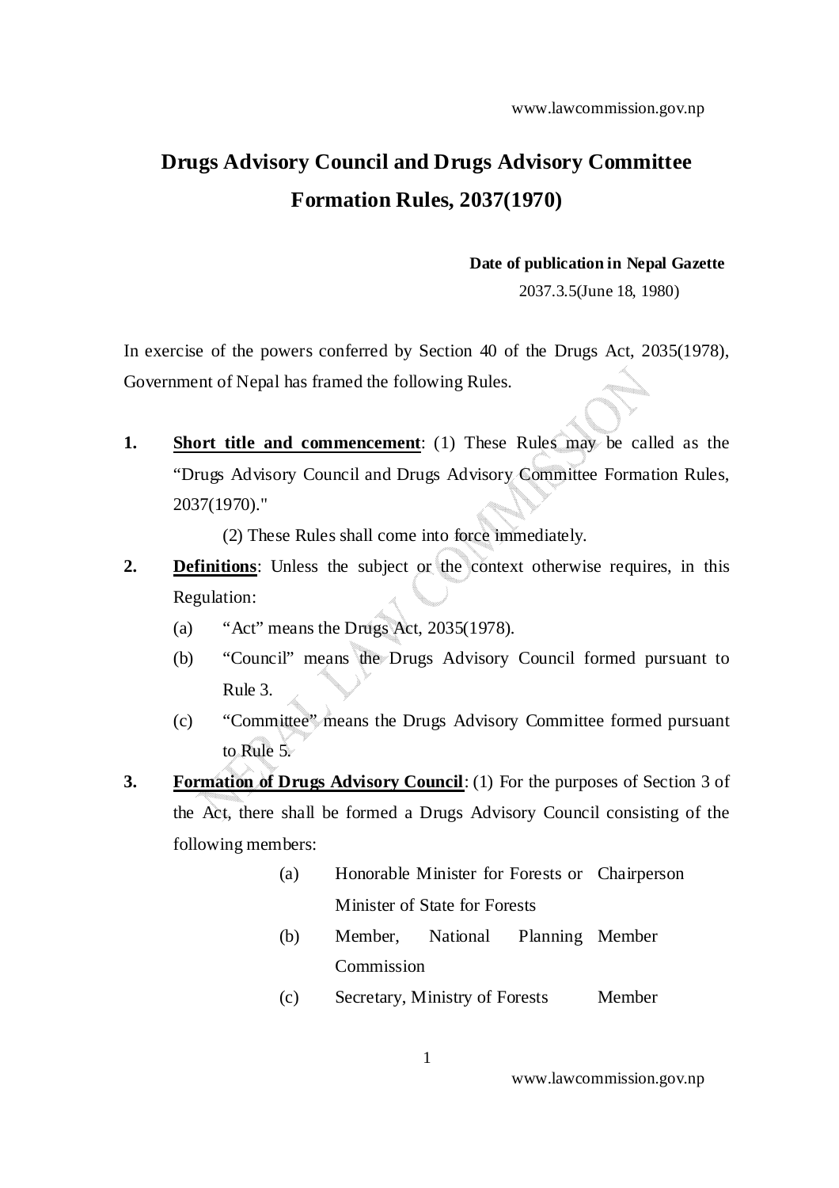# Drugs Advisory Council and Drugs Advisory Committee Formation Rules, 2037(1970)

**Date of publication in Nepal Gazette**

2037.3.5(June 18, 1980)

In exercise of the powers conferred by Section 40 of the Drugs Act, 2035(1978), Government of Nepal has framed the following Rules.

**1.** **Short title and commencement**: (1) These Rules may be called as the "Drugs Advisory Council and Drugs Advisory Committee Formation Rules, 2037(1970)."

(2) These Rules shall come into force immediately.

**2.** **Definitions**: Unless the subject or the context otherwise requires, in this Regulation:

- (a) "Act" means the Drugs Act, 2035(1978).
- (b) "Council" means the Drugs Advisory Council formed pursuant to Rule 3.
- (c) "Committee" means the Drugs Advisory Committee formed pursuant to Rule 5.

**3.** **Formation of Drugs Advisory Council**: (1) For the purposes of Section 3 of the Act, there shall be formed a Drugs Advisory Council consisting of the following members:

| | | |
|---|---|---|
| (a) | Honorable Minister for Forests or Minister of State for Forests | Chairperson |
| (b) | Member, National Planning Commission | Member |
| (c) | Secretary, Ministry of Forests | Member |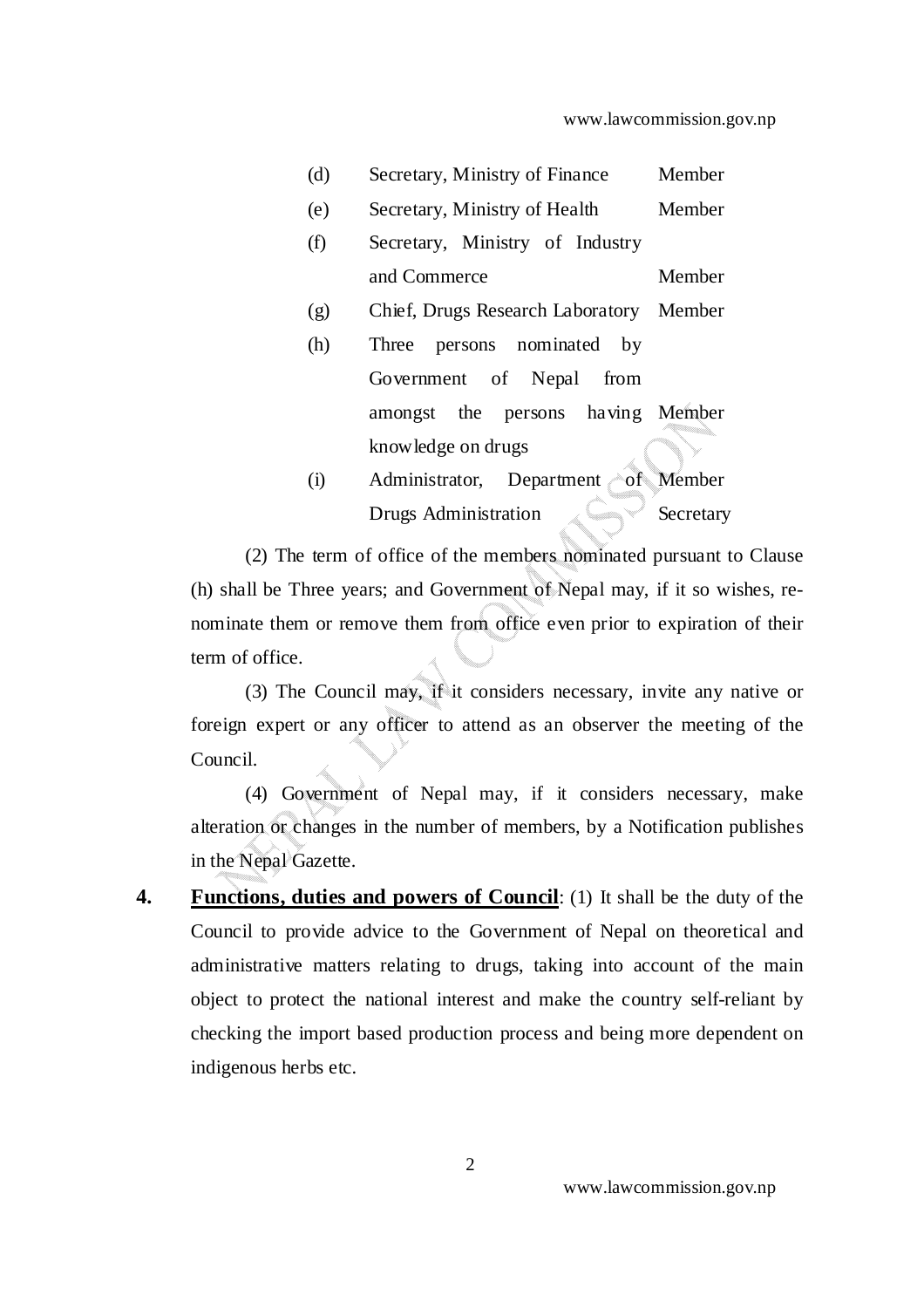| | | |
|---|---|---|
| (d) | Secretary, Ministry of Finance | Member |
| (e) | Secretary, Ministry of Health | Member |
| (f) | Secretary, Ministry of Industry and Commerce | Member |
| (g) | Chief, Drugs Research Laboratory | Member |
| (h) | Three persons nominated by Government of Nepal from amongst the persons having knowledge on drugs | Member |
| (i) | Administrator, Department of Drugs Administration | Member Secretary |

(2) The term of office of the members nominated pursuant to Clause (h) shall be Three years; and Government of Nepal may, if it so wishes, re-nominate them or remove them from office even prior to expiration of their term of office.

(3) The Council may, if it considers necessary, invite any native or foreign expert or any officer to attend as an observer the meeting of the Council.

(4) Government of Nepal may, if it considers necessary, make alteration or changes in the number of members, by a Notification publishes in the Nepal Gazette.

**4. Functions, duties and powers of Council**: (1) It shall be the duty of the Council to provide advice to the Government of Nepal on theoretical and administrative matters relating to drugs, taking into account of the main object to protect the national interest and make the country self-reliant by checking the import based production process and being more dependent on indigenous herbs etc.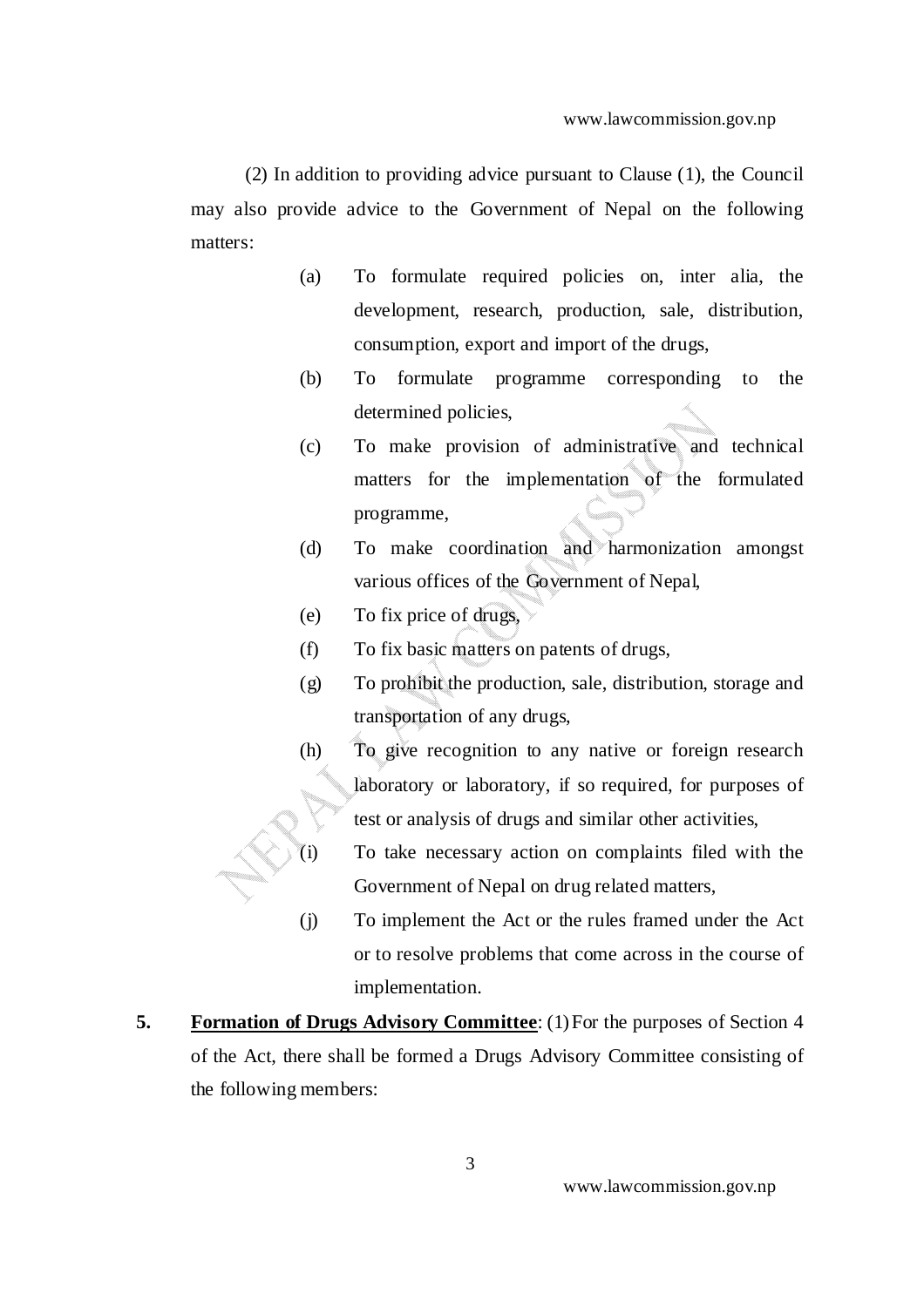(2) In addition to providing advice pursuant to Clause (1), the Council may also provide advice to the Government of Nepal on the following matters:

(a) To formulate required policies on, inter alia, the development, research, production, sale, distribution, consumption, export and import of the drugs,

(b) To formulate programme corresponding to the determined policies,

(c) To make provision of administrative and technical matters for the implementation of the formulated programme,

(d) To make coordination and harmonization amongst various offices of the Government of Nepal,

(e) To fix price of drugs,

(f) To fix basic matters on patents of drugs,

(g) To prohibit the production, sale, distribution, storage and transportation of any drugs,

(h) To give recognition to any native or foreign research laboratory or laboratory, if so required, for purposes of test or analysis of drugs and similar other activities,

(i) To take necessary action on complaints filed with the Government of Nepal on drug related matters,

(j) To implement the Act or the rules framed under the Act or to resolve problems that come across in the course of implementation.

**5. <u>Formation of Drugs Advisory Committee</u>**: (1) For the purposes of Section 4 of the Act, there shall be formed a Drugs Advisory Committee consisting of the following members: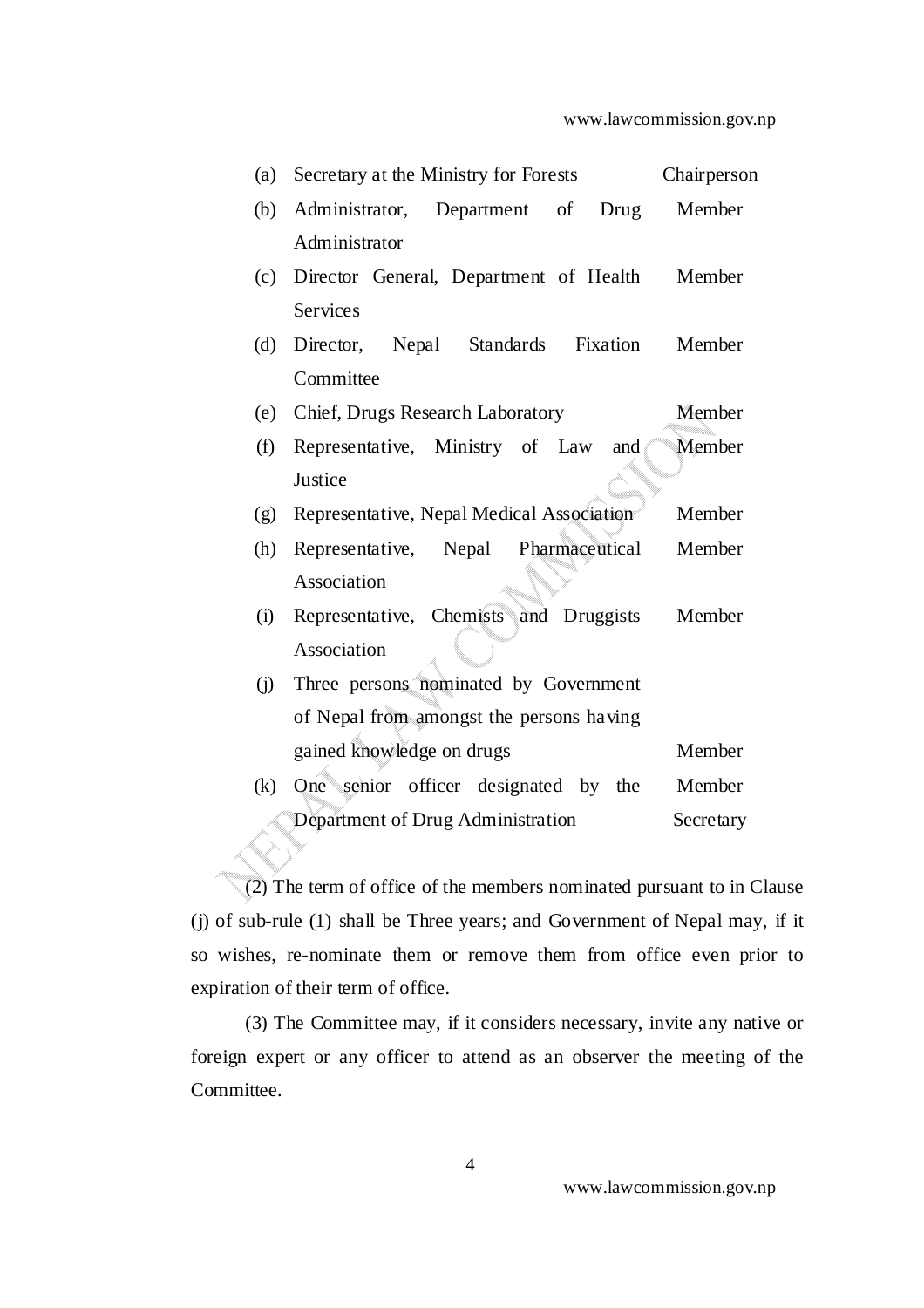| | | |
|---|---|---|
| (a) | Secretary at the Ministry for Forests | Chairperson |
| (b) | Administrator, Department of Drug Administrator | Member |
| (c) | Director General, Department of Health Services | Member |
| (d) | Director, Nepal Standards Fixation Committee | Member |
| (e) | Chief, Drugs Research Laboratory | Member |
| (f) | Representative, Ministry of Law and Justice | Member |
| (g) | Representative, Nepal Medical Association | Member |
| (h) | Representative, Nepal Pharmaceutical Association | Member |
| (i) | Representative, Chemists and Druggists Association | Member |
| (j) | Three persons nominated by Government of Nepal from amongst the persons having gained knowledge on drugs | Member |
| (k) | One senior officer designated by the Department of Drug Administration | Member Secretary |

(2) The term of office of the members nominated pursuant to in Clause (j) of sub-rule (1) shall be Three years; and Government of Nepal may, if it so wishes, re-nominate them or remove them from office even prior to expiration of their term of office.

(3) The Committee may, if it considers necessary, invite any native or foreign expert or any officer to attend as an observer the meeting of the Committee.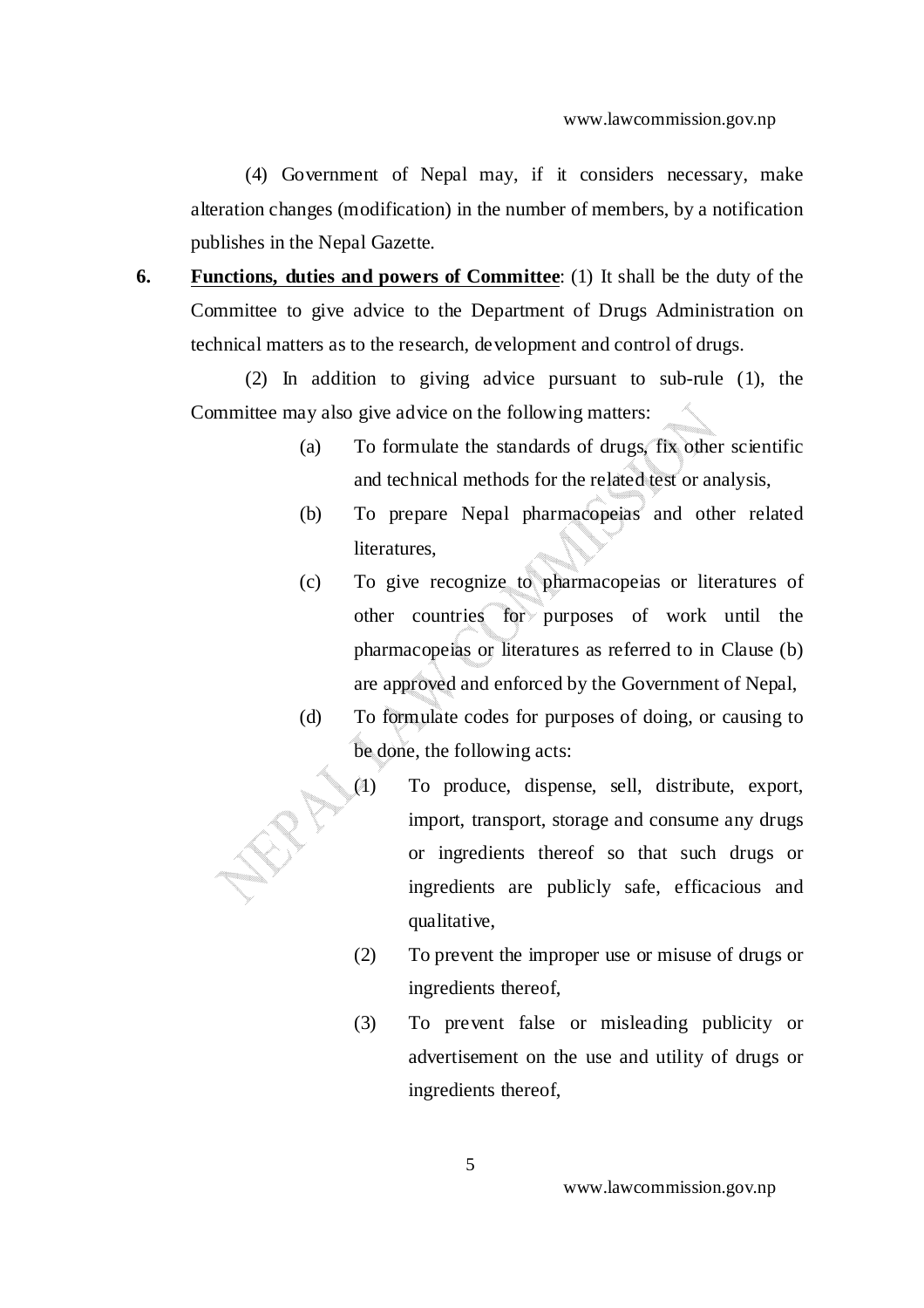(4) Government of Nepal may, if it considers necessary, make alteration changes (modification) in the number of members, by a notification publishes in the Nepal Gazette.

**6.** **Functions, duties and powers of Committee**: (1) It shall be the duty of the Committee to give advice to the Department of Drugs Administration on technical matters as to the research, development and control of drugs.

(2) In addition to giving advice pursuant to sub-rule (1), the Committee may also give advice on the following matters:

(a) To formulate the standards of drugs, fix other scientific and technical methods for the related test or analysis,

(b) To prepare Nepal pharmacopeias and other related literatures,

(c) To give recognize to pharmacopeias or literatures of other countries for purposes of work until the pharmacopeias or literatures as referred to in Clause (b) are approved and enforced by the Government of Nepal,

(d) To formulate codes for purposes of doing, or causing to be done, the following acts:

(1) To produce, dispense, sell, distribute, export, import, transport, storage and consume any drugs or ingredients thereof so that such drugs or ingredients are publicly safe, efficacious and qualitative,

(2) To prevent the improper use or misuse of drugs or ingredients thereof,

(3) To prevent false or misleading publicity or advertisement on the use and utility of drugs or ingredients thereof,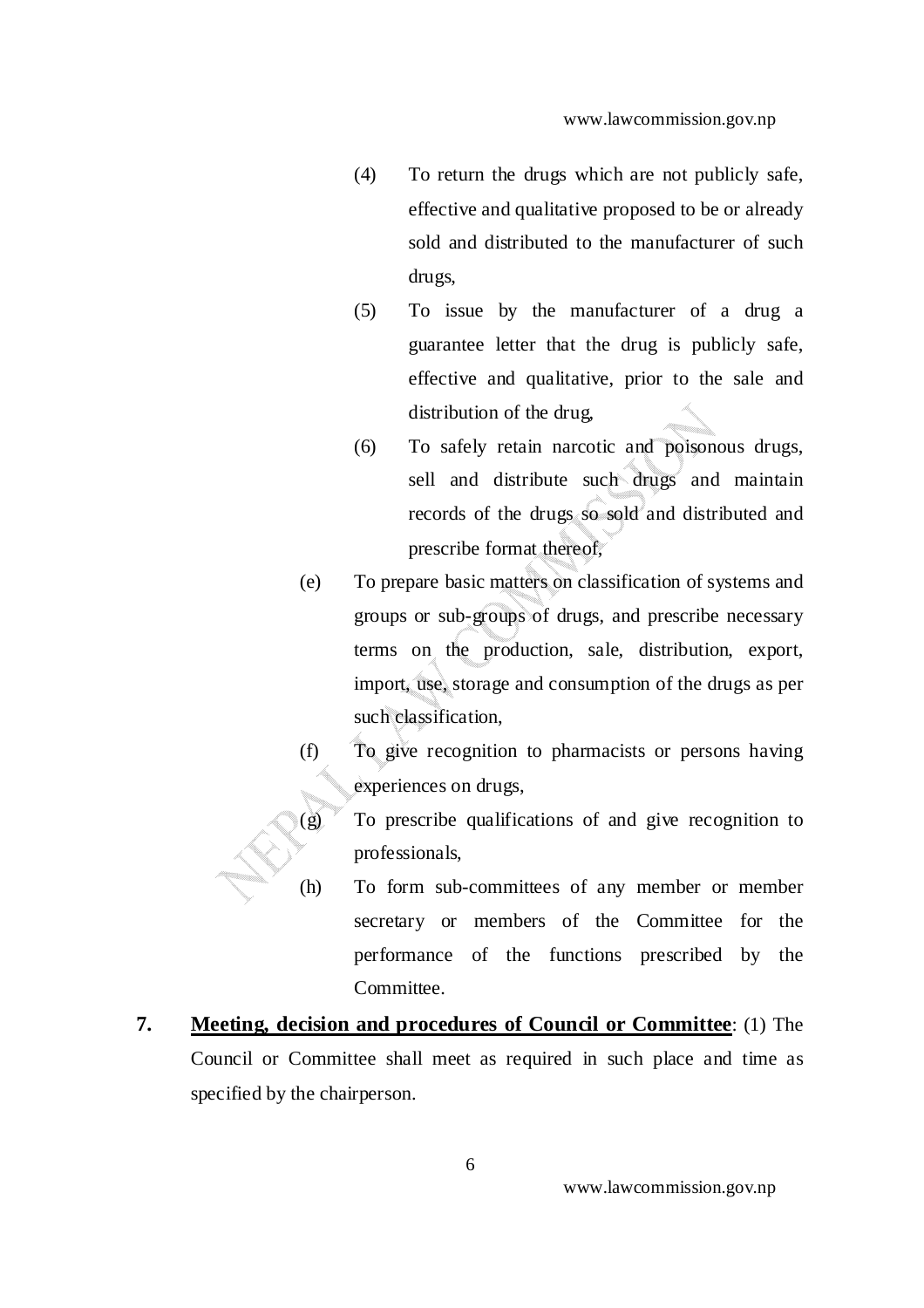(4) To return the drugs which are not publicly safe, effective and qualitative proposed to be or already sold and distributed to the manufacturer of such drugs,

(5) To issue by the manufacturer of a drug a guarantee letter that the drug is publicly safe, effective and qualitative, prior to the sale and distribution of the drug,

(6) To safely retain narcotic and poisonous drugs, sell and distribute such drugs and maintain records of the drugs so sold and distributed and prescribe format thereof,

(e) To prepare basic matters on classification of systems and groups or sub-groups of drugs, and prescribe necessary terms on the production, sale, distribution, export, import, use, storage and consumption of the drugs as per such classification,

(f) To give recognition to pharmacists or persons having experiences on drugs,

(g) To prescribe qualifications of and give recognition to professionals,

(h) To form sub-committees of any member or member secretary or members of the Committee for the performance of the functions prescribed by the Committee.

**7. <u>Meeting, decision and procedures of Council or Committee</u>**: (1) The Council or Committee shall meet as required in such place and time as specified by the chairperson.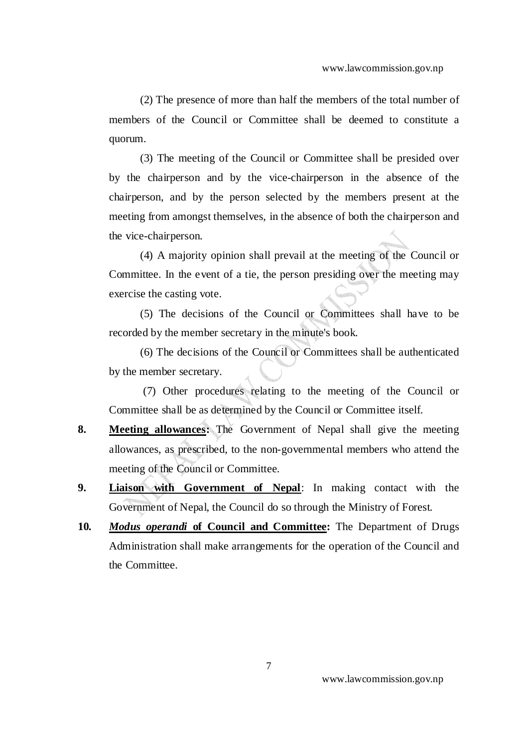(2) The presence of more than half the members of the total number of members of the Council or Committee shall be deemed to constitute a quorum.

(3) The meeting of the Council or Committee shall be presided over by the chairperson and by the vice-chairperson in the absence of the chairperson, and by the person selected by the members present at the meeting from amongst themselves, in the absence of both the chairperson and the vice-chairperson.

(4) A majority opinion shall prevail at the meeting of the Council or Committee. In the event of a tie, the person presiding over the meeting may exercise the casting vote.

(5) The decisions of the Council or Committees shall have to be recorded by the member secretary in the minute's book.

(6) The decisions of the Council or Committees shall be authenticated by the member secretary.

(7) Other procedures relating to the meeting of the Council or Committee shall be as determined by the Council or Committee itself.

**8. <u>Meeting allowances:</u>** The Government of Nepal shall give the meeting allowances, as prescribed, to the non-governmental members who attend the meeting of the Council or Committee.

**9. <u>Liaison with Government of Nepal</u>**: In making contact with the Government of Nepal, the Council do so through the Ministry of Forest.

**10. <u>*Modus operandi* of Council and Committee:</u>** The Department of Drugs Administration shall make arrangements for the operation of the Council and the Committee.